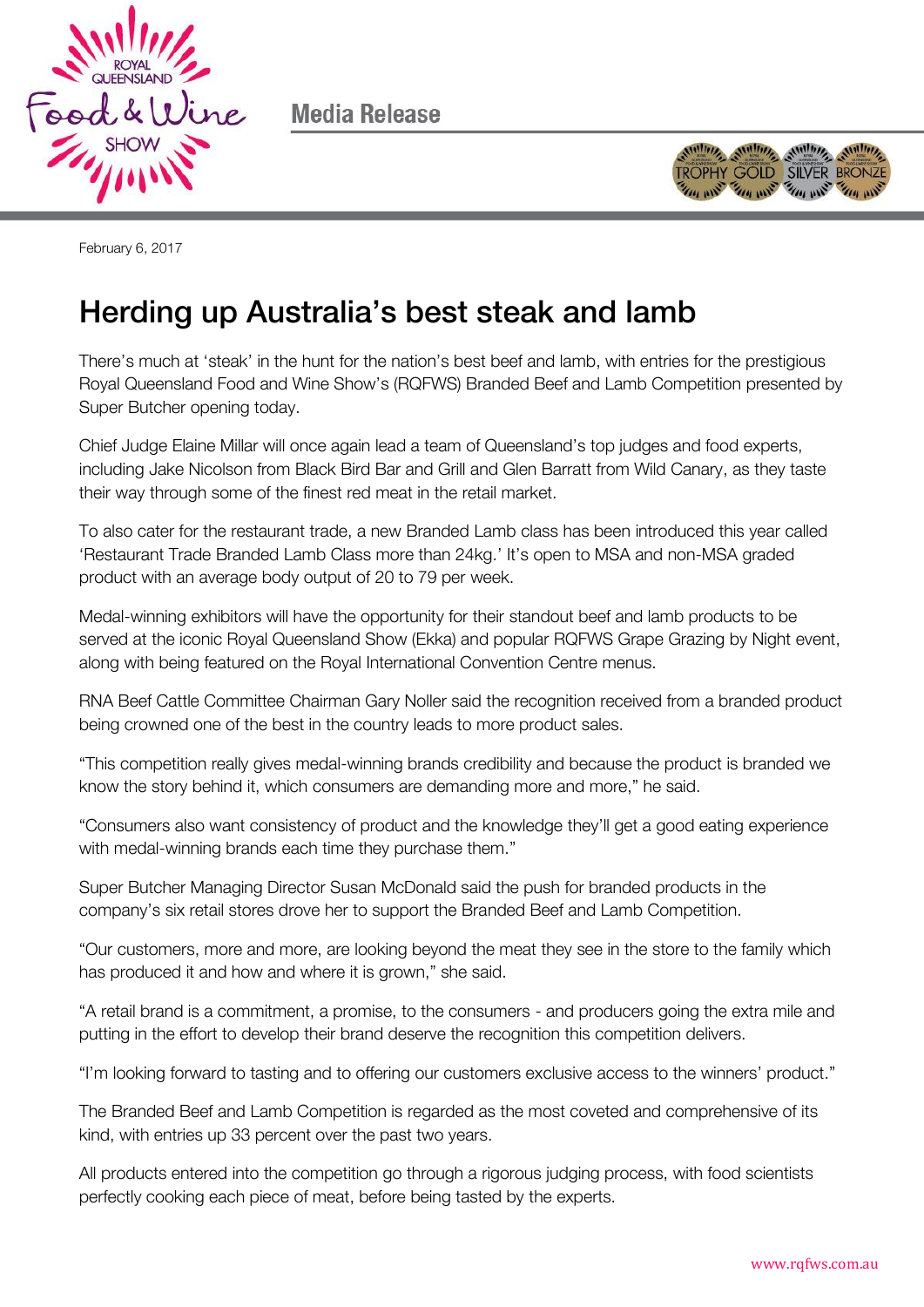Media Release

February 6, 2017

# Herding up Australia's best steak and lamb

There's much at 'steak' in the hunt for the nation's best beef and lamb, with entries for the prestigious Royal Queensland Food and Wine Show's (RQFWS) Branded Beef and Lamb Competition presented by Super Butcher opening today.

Chief Judge Elaine Millar will once again lead a team of Queensland's top judges and food experts, including Jake Nicolson from Black Bird Bar and Grill and Glen Barratt from Wild Canary, as they taste their way through some of the finest red meat in the retail market.

To also cater for the restaurant trade, a new Branded Lamb class has been introduced this year called 'Restaurant Trade Branded Lamb Class more than 24kg.' It's open to MSA and non-MSA graded product with an average body output of 20 to 79 per week.

Medal-winning exhibitors will have the opportunity for their standout beef and lamb products to be served at the iconic Royal Queensland Show (Ekka) and popular RQFWS Grape Grazing by Night event, along with being featured on the Royal International Convention Centre menus.

RNA Beef Cattle Committee Chairman Gary Noller said the recognition received from a branded product being crowned one of the best in the country leads to more product sales.

"This competition really gives medal-winning brands credibility and because the product is branded we know the story behind it, which consumers are demanding more and more," he said.

"Consumers also want consistency of product and the knowledge they'll get a good eating experience with medal-winning brands each time they purchase them."

Super Butcher Managing Director Susan McDonald said the push for branded products in the company's six retail stores drove her to support the Branded Beef and Lamb Competition.

"Our customers, more and more, are looking beyond the meat they see in the store to the family which has produced it and how and where it is grown," she said.

"A retail brand is a commitment, a promise, to the consumers - and producers going the extra mile and putting in the effort to develop their brand deserve the recognition this competition delivers.

"I'm looking forward to tasting and to offering our customers exclusive access to the winners' product."

The Branded Beef and Lamb Competition is regarded as the most coveted and comprehensive of its kind, with entries up 33 percent over the past two years.

All products entered into the competition go through a rigorous judging process, with food scientists perfectly cooking each piece of meat, before being tasted by the experts.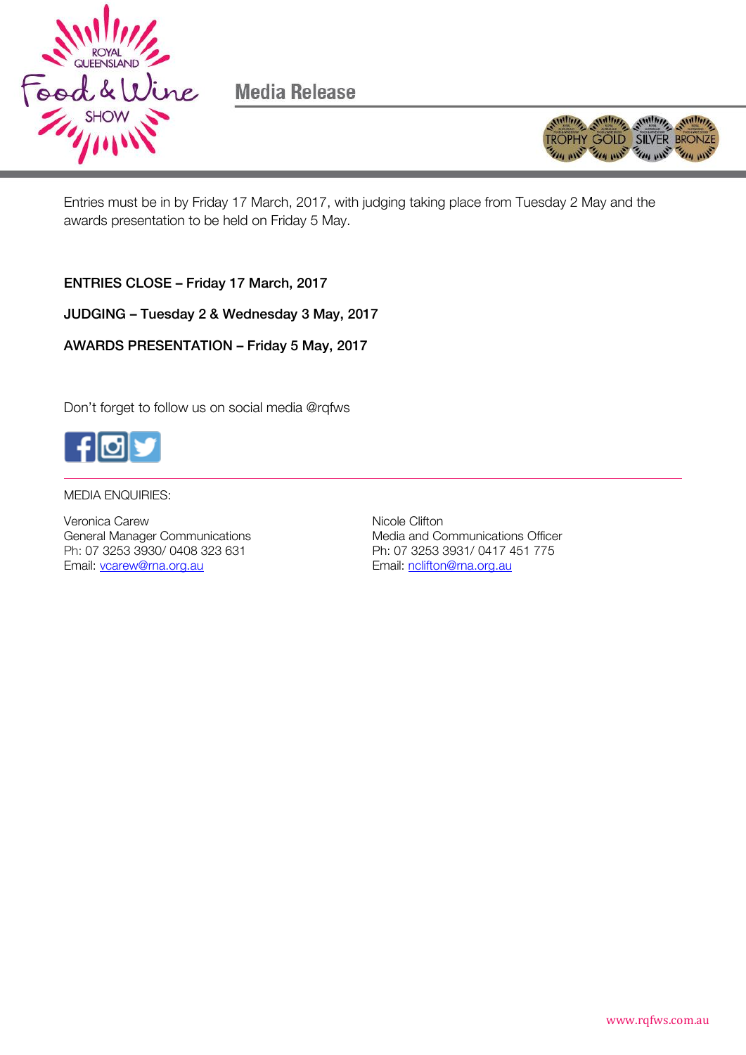Entries must be in by Friday 17 March, 2017, with judging taking place from Tuesday 2 May and the awards presentation to be held on Friday 5 May.

**ENTRIES CLOSE – Friday 17 March, 2017**

**JUDGING – Tuesday 2 & Wednesday 3 May, 2017**

**AWARDS PRESENTATION – Friday 5 May, 2017**

Don't forget to follow us on social media @rqfws

---

MEDIA ENQUIRIES:

Veronica Carew
General Manager Communications
Ph: 07 3253 3930/ 0408 323 631
Email: vcarew@rna.org.au

Nicole Clifton
Media and Communications Officer
Ph: 07 3253 3931/ 0417 451 775
Email: nclifton@rna.org.au